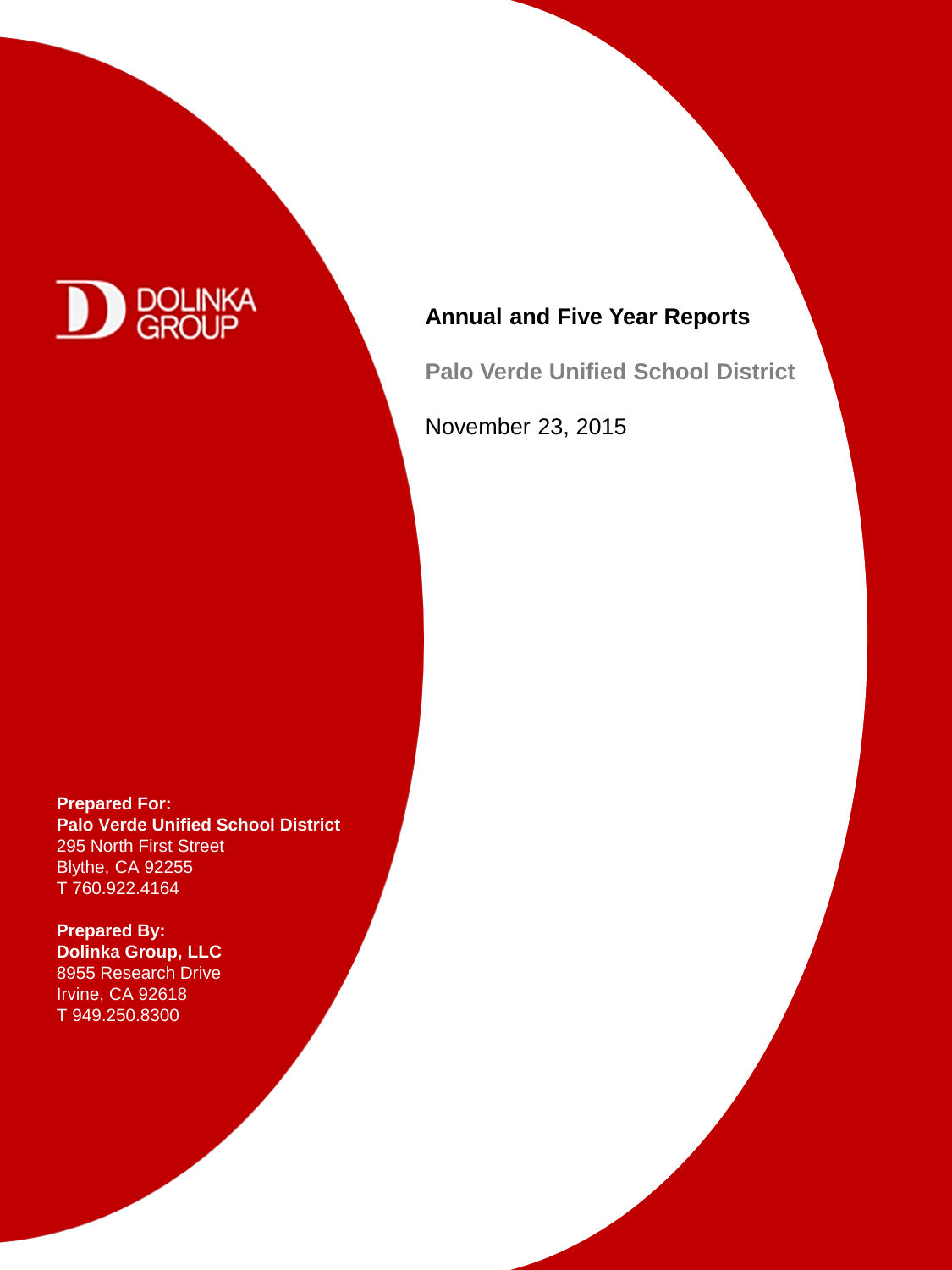DOLINKA GROUP

# Annual and Five Year Reports

**Palo Verde Unified School District**

November 23, 2015

**Prepared For:**
**Palo Verde Unified School District**
295 North First Street
Blythe, CA 92255
T 760.922.4164

**Prepared By:**
**Dolinka Group, LLC**
8955 Research Drive
Irvine, CA 92618
T 949.250.8300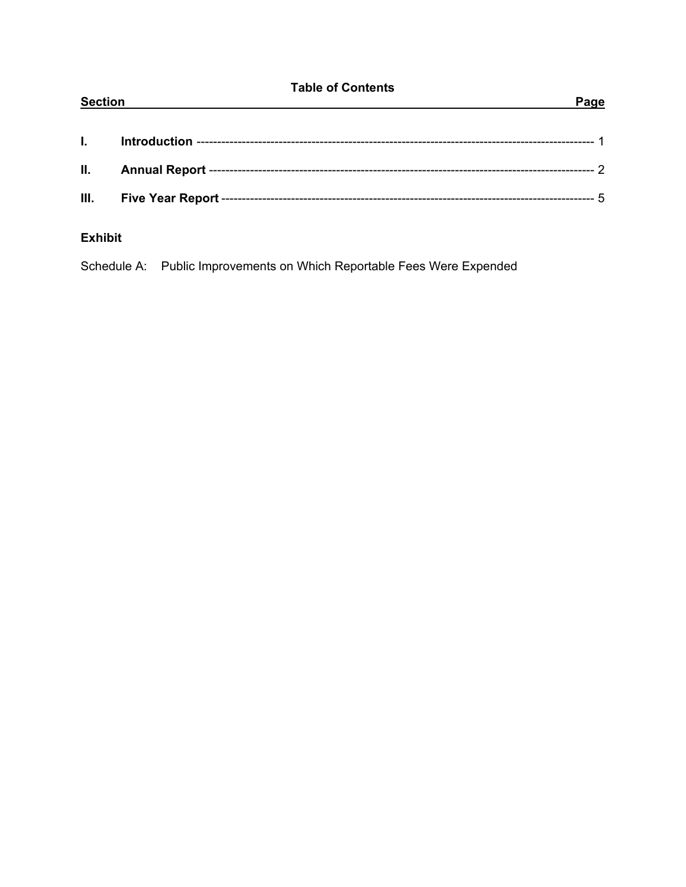## Table of Contents

| Section | | Page |
| --- | --- | --- |
| I. | **Introduction** | 1 |
| II. | **Annual Report** | 2 |
| III. | **Five Year Report** | 5 |

**Exhibit**

Schedule A: Public Improvements on Which Reportable Fees Were Expended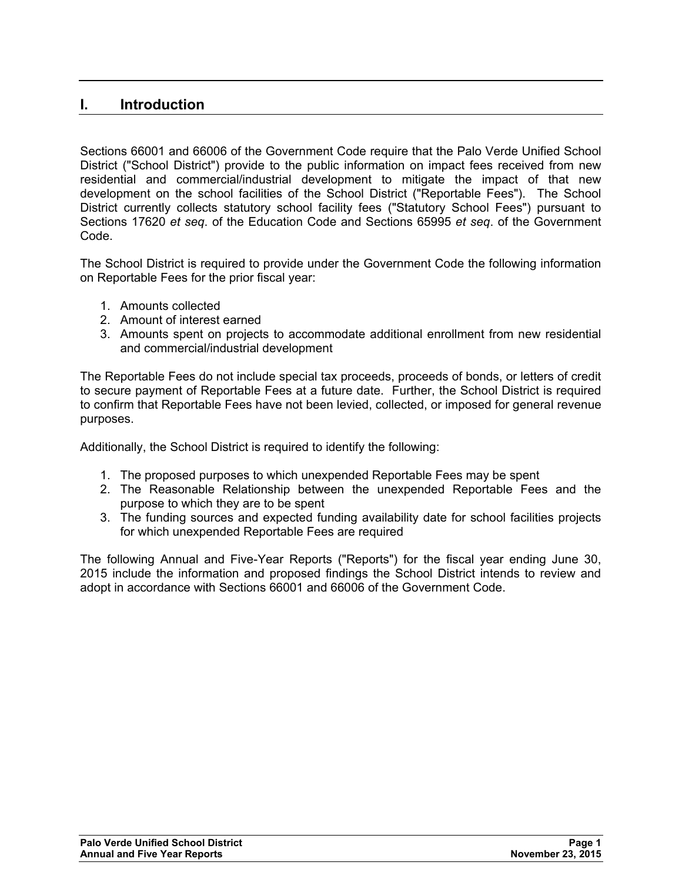## I. Introduction

Sections 66001 and 66006 of the Government Code require that the Palo Verde Unified School District ("School District") provide to the public information on impact fees received from new residential and commercial/industrial development to mitigate the impact of that new development on the school facilities of the School District ("Reportable Fees"). The School District currently collects statutory school facility fees ("Statutory School Fees") pursuant to Sections 17620 *et seq*. of the Education Code and Sections 65995 *et seq*. of the Government Code.

The School District is required to provide under the Government Code the following information on Reportable Fees for the prior fiscal year:

1. Amounts collected
2. Amount of interest earned
3. Amounts spent on projects to accommodate additional enrollment from new residential and commercial/industrial development

The Reportable Fees do not include special tax proceeds, proceeds of bonds, or letters of credit to secure payment of Reportable Fees at a future date. Further, the School District is required to confirm that Reportable Fees have not been levied, collected, or imposed for general revenue purposes.

Additionally, the School District is required to identify the following:

1. The proposed purposes to which unexpended Reportable Fees may be spent
2. The Reasonable Relationship between the unexpended Reportable Fees and the purpose to which they are to be spent
3. The funding sources and expected funding availability date for school facilities projects for which unexpended Reportable Fees are required

The following Annual and Five-Year Reports ("Reports") for the fiscal year ending June 30, 2015 include the information and proposed findings the School District intends to review and adopt in accordance with Sections 66001 and 66006 of the Government Code.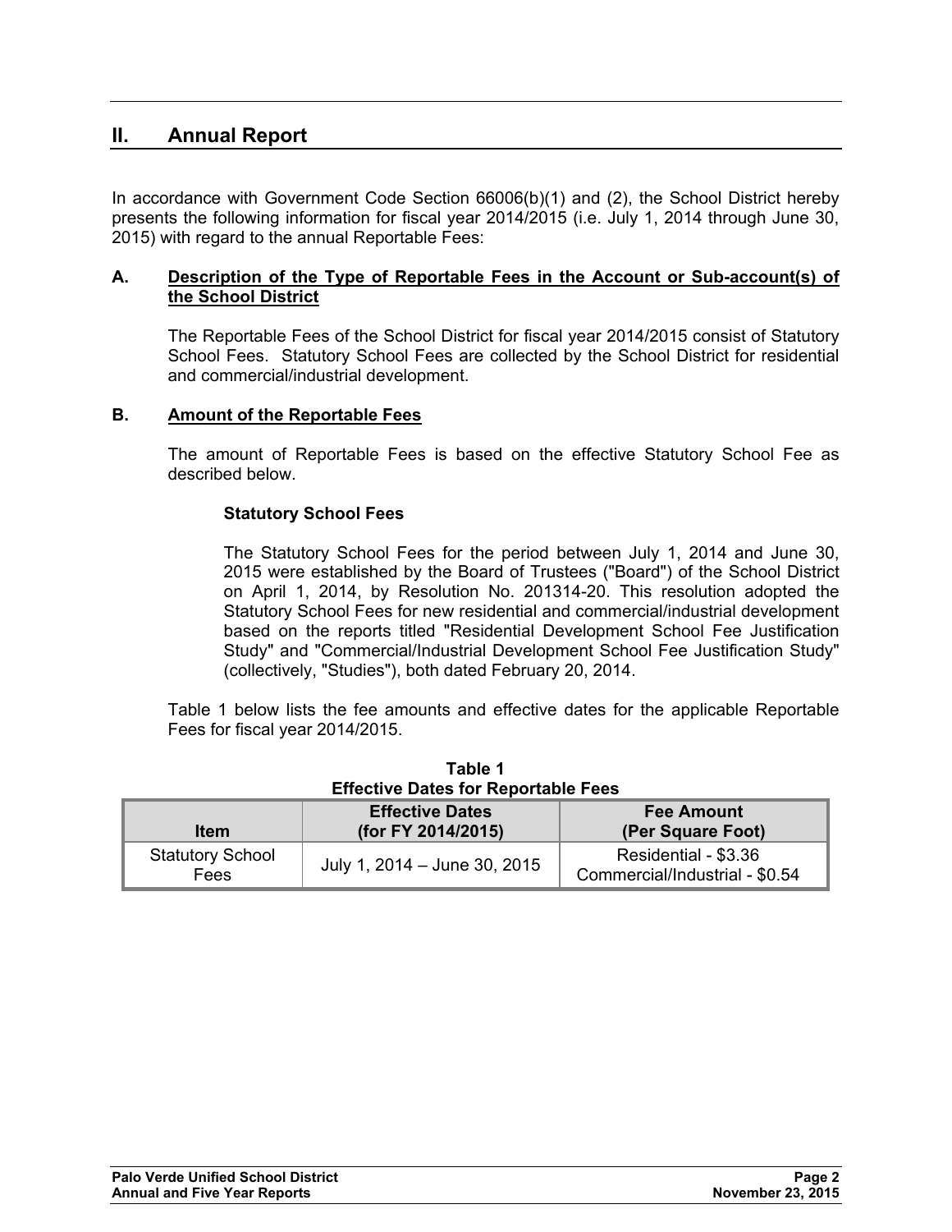## II. Annual Report

In accordance with Government Code Section 66006(b)(1) and (2), the School District hereby presents the following information for fiscal year 2014/2015 (i.e. July 1, 2014 through June 30, 2015) with regard to the annual Reportable Fees:

### A. Description of the Type of Reportable Fees in the Account or Sub-account(s) of the School District

The Reportable Fees of the School District for fiscal year 2014/2015 consist of Statutory School Fees. Statutory School Fees are collected by the School District for residential and commercial/industrial development.

### B. Amount of the Reportable Fees

The amount of Reportable Fees is based on the effective Statutory School Fee as described below.

#### Statutory School Fees

The Statutory School Fees for the period between July 1, 2014 and June 30, 2015 were established by the Board of Trustees ("Board") of the School District on April 1, 2014, by Resolution No. 201314-20. This resolution adopted the Statutory School Fees for new residential and commercial/industrial development based on the reports titled "Residential Development School Fee Justification Study" and "Commercial/Industrial Development School Fee Justification Study" (collectively, "Studies"), both dated February 20, 2014.

Table 1 below lists the fee amounts and effective dates for the applicable Reportable Fees for fiscal year 2014/2015.

**Table 1**
**Effective Dates for Reportable Fees**

| Item | Effective Dates (for FY 2014/2015) | Fee Amount (Per Square Foot) |
|---|---|---|
| Statutory School Fees | July 1, 2014 – June 30, 2015 | Residential - $3.36<br>Commercial/Industrial - $0.54 |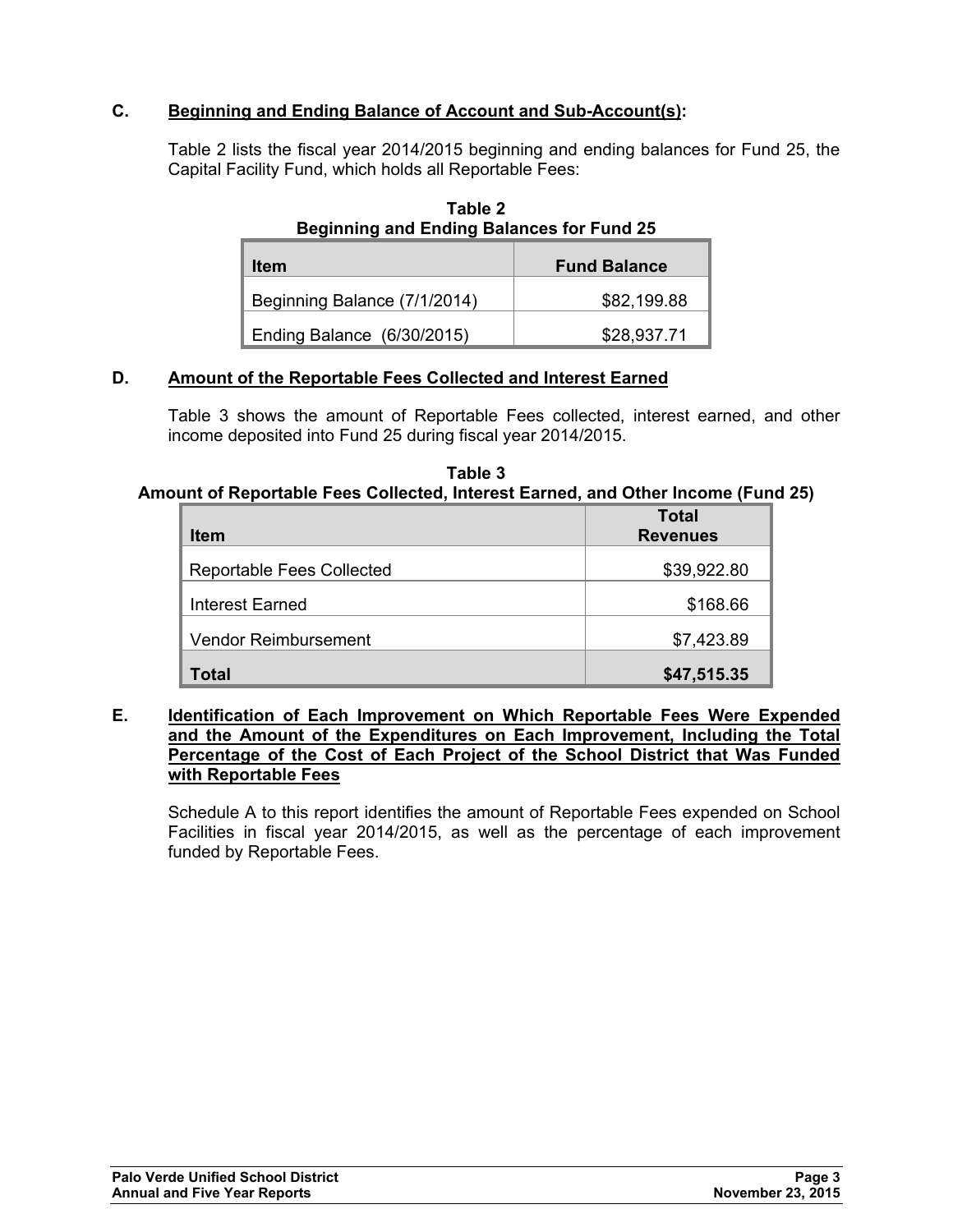### C. Beginning and Ending Balance of Account and Sub-Account(s):

Table 2 lists the fiscal year 2014/2015 beginning and ending balances for Fund 25, the Capital Facility Fund, which holds all Reportable Fees:

**Table 2**
**Beginning and Ending Balances for Fund 25**

| Item | Fund Balance |
|---|---|
| Beginning Balance (7/1/2014) | $82,199.88 |
| Ending Balance (6/30/2015) | $28,937.71 |

### D. Amount of the Reportable Fees Collected and Interest Earned

Table 3 shows the amount of Reportable Fees collected, interest earned, and other income deposited into Fund 25 during fiscal year 2014/2015.

**Table 3**
**Amount of Reportable Fees Collected, Interest Earned, and Other Income (Fund 25)**

| Item | Total Revenues |
|---|---|
| Reportable Fees Collected | $39,922.80 |
| Interest Earned | $168.66 |
| Vendor Reimbursement | $7,423.89 |
| **Total** | **$47,515.35** |

### E. Identification of Each Improvement on Which Reportable Fees Were Expended and the Amount of the Expenditures on Each Improvement, Including the Total Percentage of the Cost of Each Project of the School District that Was Funded with Reportable Fees

Schedule A to this report identifies the amount of Reportable Fees expended on School Facilities in fiscal year 2014/2015, as well as the percentage of each improvement funded by Reportable Fees.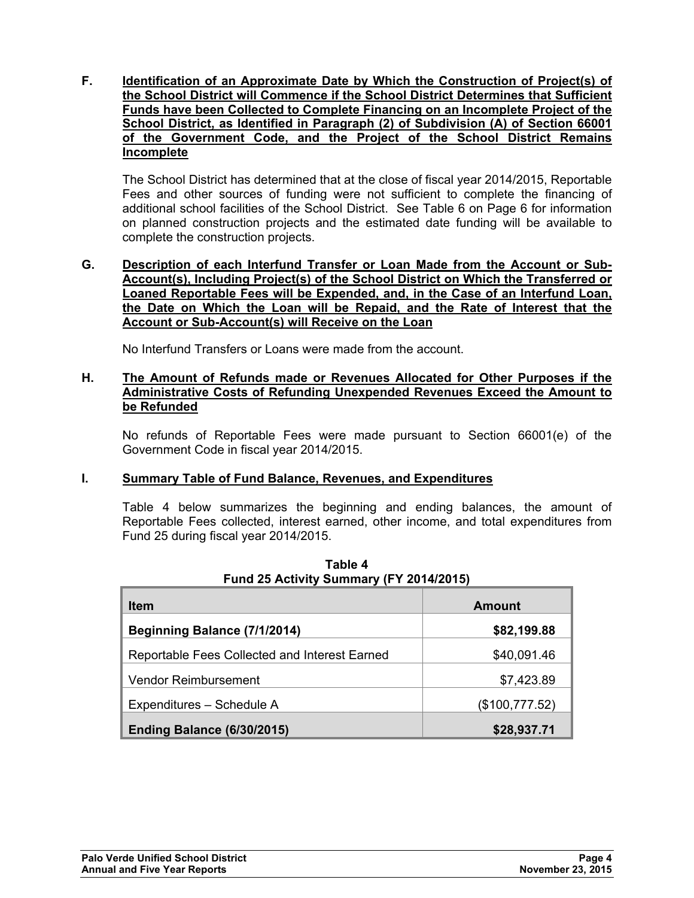**F. Identification of an Approximate Date by Which the Construction of Project(s) of the School District will Commence if the School District Determines that Sufficient Funds have been Collected to Complete Financing on an Incomplete Project of the School District, as Identified in Paragraph (2) of Subdivision (A) of Section 66001 of the Government Code, and the Project of the School District Remains Incomplete**

The School District has determined that at the close of fiscal year 2014/2015, Reportable Fees and other sources of funding were not sufficient to complete the financing of additional school facilities of the School District. See Table 6 on Page 6 for information on planned construction projects and the estimated date funding will be available to complete the construction projects.

**G. Description of each Interfund Transfer or Loan Made from the Account or Sub-Account(s), Including Project(s) of the School District on Which the Transferred or Loaned Reportable Fees will be Expended, and, in the Case of an Interfund Loan, the Date on Which the Loan will be Repaid, and the Rate of Interest that the Account or Sub-Account(s) will Receive on the Loan**

No Interfund Transfers or Loans were made from the account.

**H. The Amount of Refunds made or Revenues Allocated for Other Purposes if the Administrative Costs of Refunding Unexpended Revenues Exceed the Amount to be Refunded**

No refunds of Reportable Fees were made pursuant to Section 66001(e) of the Government Code in fiscal year 2014/2015.

**I. Summary Table of Fund Balance, Revenues, and Expenditures**

Table 4 below summarizes the beginning and ending balances, the amount of Reportable Fees collected, interest earned, other income, and total expenditures from Fund 25 during fiscal year 2014/2015.

**Table 4**
**Fund 25 Activity Summary (FY 2014/2015)**

| Item | Amount |
|---|---:|
| **Beginning Balance (7/1/2014)** | **$82,199.88** |
| Reportable Fees Collected and Interest Earned | $40,091.46 |
| Vendor Reimbursement | $7,423.89 |
| Expenditures – Schedule A | ($100,777.52) |
| **Ending Balance (6/30/2015)** | **$28,937.71** |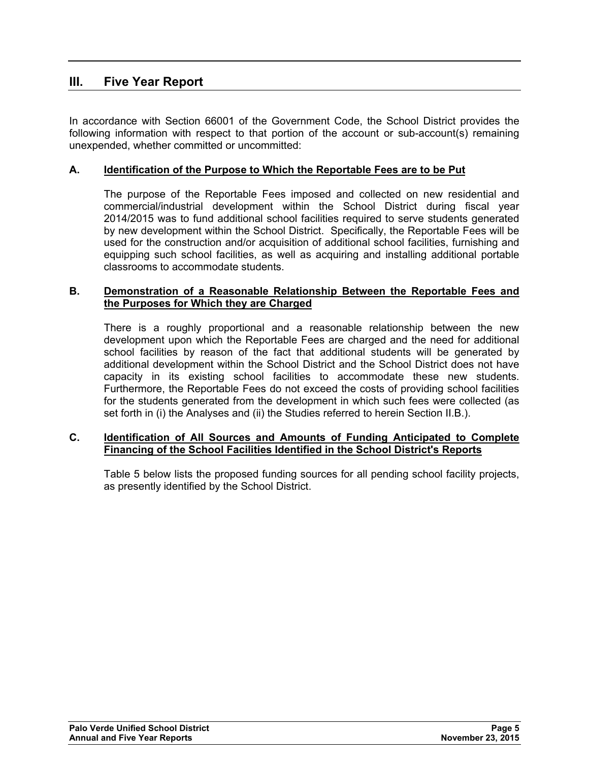## III. Five Year Report

In accordance with Section 66001 of the Government Code, the School District provides the following information with respect to that portion of the account or sub-account(s) remaining unexpended, whether committed or uncommitted:

### A. Identification of the Purpose to Which the Reportable Fees are to be Put

The purpose of the Reportable Fees imposed and collected on new residential and commercial/industrial development within the School District during fiscal year 2014/2015 was to fund additional school facilities required to serve students generated by new development within the School District. Specifically, the Reportable Fees will be used for the construction and/or acquisition of additional school facilities, furnishing and equipping such school facilities, as well as acquiring and installing additional portable classrooms to accommodate students.

### B. Demonstration of a Reasonable Relationship Between the Reportable Fees and the Purposes for Which they are Charged

There is a roughly proportional and a reasonable relationship between the new development upon which the Reportable Fees are charged and the need for additional school facilities by reason of the fact that additional students will be generated by additional development within the School District and the School District does not have capacity in its existing school facilities to accommodate these new students. Furthermore, the Reportable Fees do not exceed the costs of providing school facilities for the students generated from the development in which such fees were collected (as set forth in (i) the Analyses and (ii) the Studies referred to herein Section II.B.).

### C. Identification of All Sources and Amounts of Funding Anticipated to Complete Financing of the School Facilities Identified in the School District's Reports

Table 5 below lists the proposed funding sources for all pending school facility projects, as presently identified by the School District.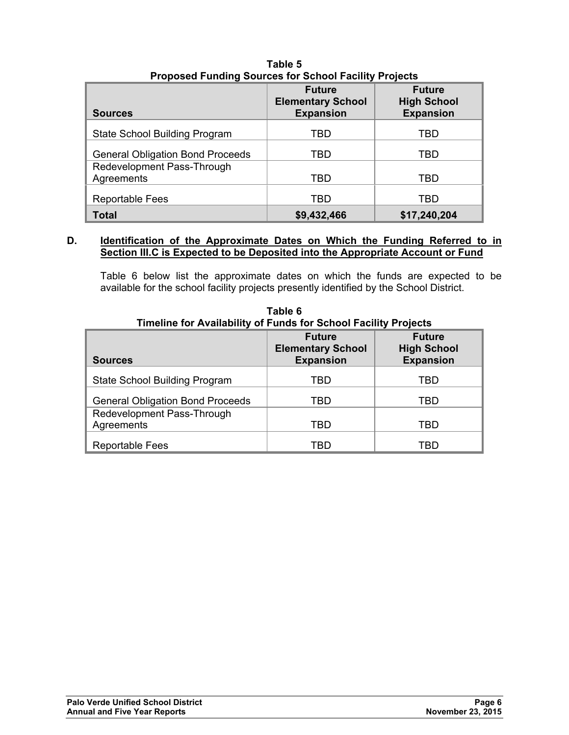**Table 5**
**Proposed Funding Sources for School Facility Projects**

| Sources | Future Elementary School Expansion | Future High School Expansion |
|---|---|---|
| State School Building Program | TBD | TBD |
| General Obligation Bond Proceeds | TBD | TBD |
| Redevelopment Pass-Through Agreements | TBD | TBD |
| Reportable Fees | TBD | TBD |
| **Total** | **$9,432,466** | **$17,240,204** |

**D. Identification of the Approximate Dates on Which the Funding Referred to in Section III.C is Expected to be Deposited into the Appropriate Account or Fund**

Table 6 below list the approximate dates on which the funds are expected to be available for the school facility projects presently identified by the School District.

**Table 6**
**Timeline for Availability of Funds for School Facility Projects**

| Sources | Future Elementary School Expansion | Future High School Expansion |
|---|---|---|
| State School Building Program | TBD | TBD |
| General Obligation Bond Proceeds | TBD | TBD |
| Redevelopment Pass-Through Agreements | TBD | TBD |
| Reportable Fees | TBD | TBD |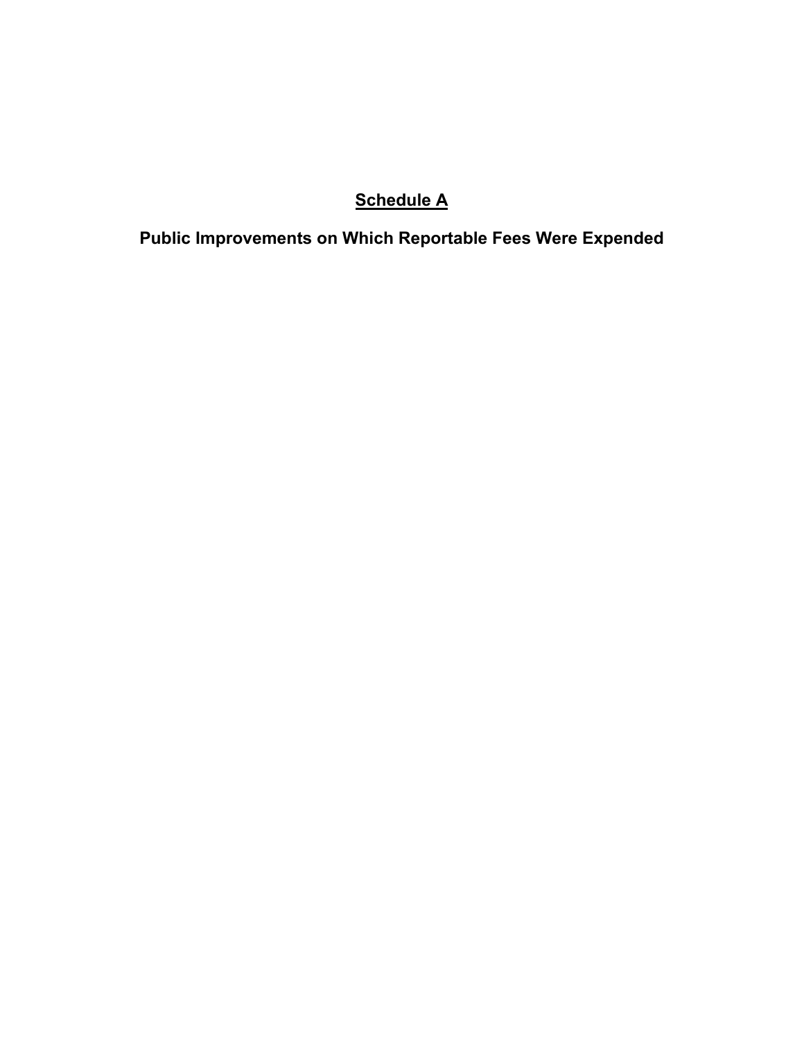## <u>Schedule A</u>

## Public Improvements on Which Reportable Fees Were Expended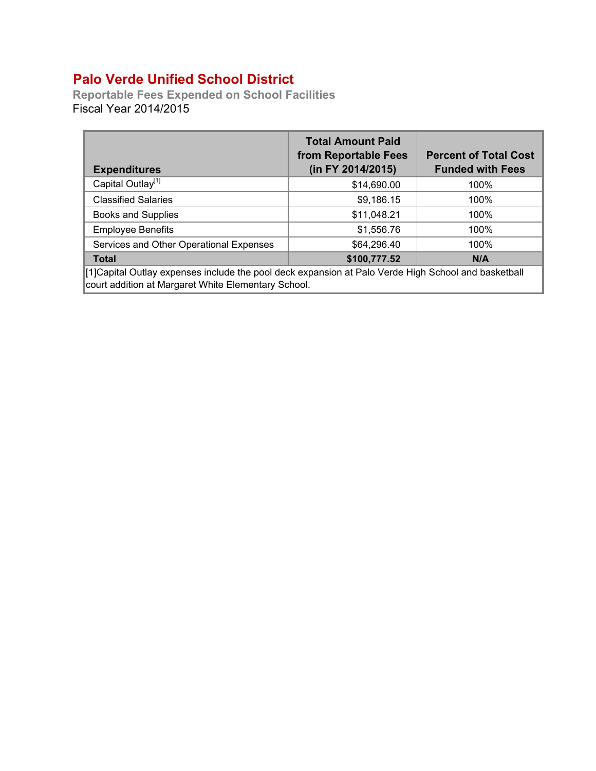# Palo Verde Unified School District

## Reportable Fees Expended on School Facilities

Fiscal Year 2014/2015

| Expenditures | Total Amount Paid from Reportable Fees (in FY 2014/2015) | Percent of Total Cost Funded with Fees |
|---|---|---|
| Capital Outlay[1] | $14,690.00 | 100% |
| Classified Salaries | $9,186.15 | 100% |
| Books and Supplies | $11,048.21 | 100% |
| Employee Benefits | $1,556.76 | 100% |
| Services and Other Operational Expenses | $64,296.40 | 100% |
| **Total** | **$100,777.52** | **N/A** |

[1]Capital Outlay expenses include the pool deck expansion at Palo Verde High School and basketball court addition at Margaret White Elementary School.